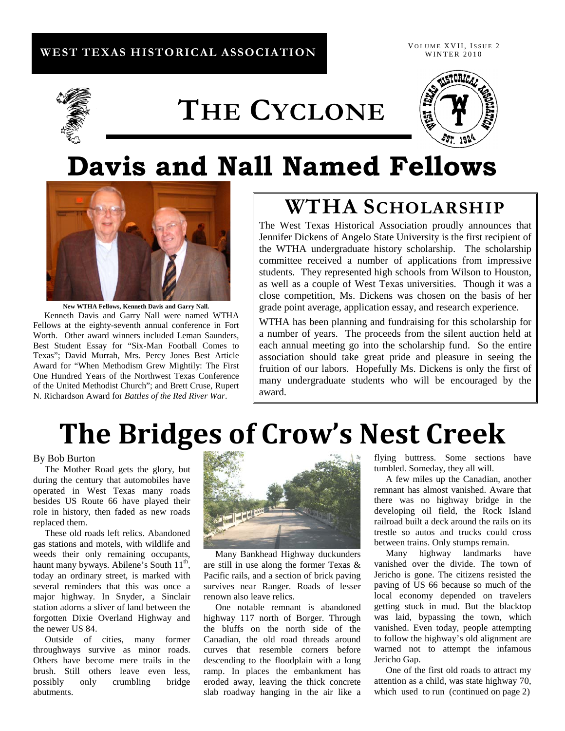WEST TEXAS HISTORICAL ASSOCIATION

# THE CYCLONE

# Davis and Nall Named Fellows

**New WTHA Fellows, Kenneth Davis and Garry Nall.**

Kenneth Davis and Garry Nall were named WTHA Fellows at the eighty-seventh annual conference in Fort Worth. Other award winners included Leman Saunders, Best Student Essay for "Six-Man Football Comes to Texas"; David Murrah, Mrs. Percy Jones Best Article Award for "When Methodism Grew Mightily: The First One Hundred Years of the Northwest Texas Conference of the United Methodist Church"; and Brett Cruse, Rupert N. Richardson Award for *Battles of the Red River War*.

## WTHA SCHOLARSHIP

The West Texas Historical Association proudly announces that Jennifer Dickens of Angelo State University is the first recipient of the WTHA undergraduate history scholarship. The scholarship committee received a number of applications from impressive students. They represented high schools from Wilson to Houston, as well as a couple of West Texas universities. Though it was a close competition, Ms. Dickens was chosen on the basis of her grade point average, application essay, and research experience.

WTHA has been planning and fundraising for this scholarship for a number of years. The proceeds from the silent auction held at each annual meeting go into the scholarship fund. So the entire association should take great pride and pleasure in seeing the fruition of our labors. Hopefully Ms. Dickens is only the first of many undergraduate students who will be encouraged by the award.

# The Bridges of Crow's Nest Creek

By Bob Burton

The Mother Road gets the glory, but during the century that automobiles have operated in West Texas many roads besides US Route 66 have played their role in history, then faded as new roads replaced them.

These old roads left relics. Abandoned gas stations and motels, with wildlife and weeds their only remaining occupants, haunt many byways. Abilene's South 11th, today an ordinary street, is marked with several reminders that this was once a major highway. In Snyder, a Sinclair station adorns a sliver of land between the forgotten Dixie Overland Highway and the newer US 84.

Outside of cities, many former throughways survive as minor roads. Others have become mere trails in the brush. Still others leave even less, possibly only crumbling bridge abutments.

Many Bankhead Highway duckunders are still in use along the former Texas & Pacific rails, and a section of brick paving survives near Ranger. Roads of lesser renown also leave relics.

One notable remnant is abandoned highway 117 north of Borger. Through the bluffs on the north side of the Canadian, the old road threads around curves that resemble corners before descending to the floodplain with a long ramp. In places the embankment has eroded away, leaving the thick concrete slab roadway hanging in the air like a flying buttress. Some sections have tumbled. Someday, they all will.

A few miles up the Canadian, another remnant has almost vanished. Aware that there was no highway bridge in the developing oil field, the Rock Island railroad built a deck around the rails on its trestle so autos and trucks could cross between trains. Only stumps remain.

Many highway landmarks have vanished over the divide. The town of Jericho is gone. The citizens resisted the paving of US 66 because so much of the local economy depended on travelers getting stuck in mud. But the blacktop was laid, bypassing the town, which vanished. Even today, people attempting to follow the highway's old alignment are warned not to attempt the infamous Jericho Gap.

One of the first old roads to attract my attention as a child, was state highway 70, which used to run (continued on page 2)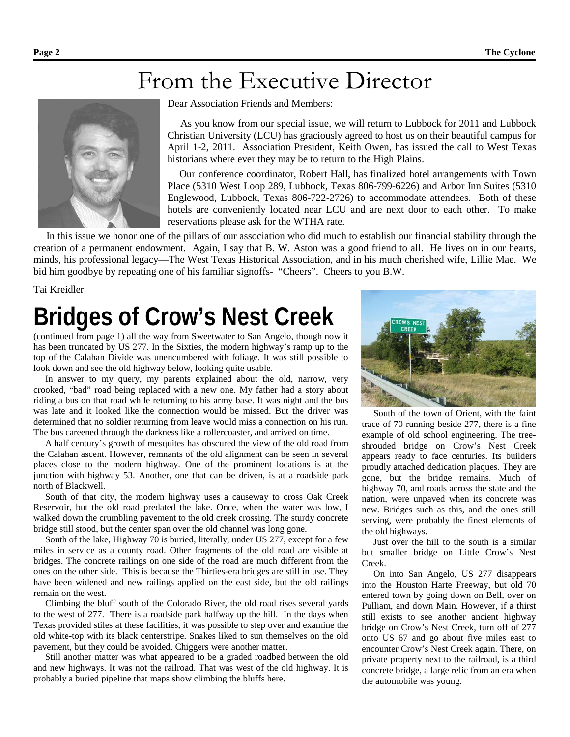# From the Executive Director

Dear Association Friends and Members:

As you know from our special issue, we will return to Lubbock for 2011 and Lubbock Christian University (LCU) has graciously agreed to host us on their beautiful campus for April 1-2, 2011. Association President, Keith Owen, has issued the call to West Texas historians where ever they may be to return to the High Plains.

Our conference coordinator, Robert Hall, has finalized hotel arrangements with Town Place (5310 West Loop 289, Lubbock, Texas 806-799-6226) and Arbor Inn Suites (5310 Englewood, Lubbock, Texas 806-722-2726) to accommodate attendees. Both of these hotels are conveniently located near LCU and are next door to each other. To make reservations please ask for the WTHA rate.

In this issue we honor one of the pillars of our association who did much to establish our financial stability through the creation of a permanent endowment. Again, I say that B. W. Aston was a good friend to all. He lives on in our hearts, minds, his professional legacy—The West Texas Historical Association, and in his much cherished wife, Lillie Mae. We bid him goodbye by repeating one of his familiar signoffs- "Cheers". Cheers to you B.W.

Tai Kreidler

# Bridges of Crow's Nest Creek

(continued from page 1) all the way from Sweetwater to San Angelo, though now it has been truncated by US 277. In the Sixties, the modern highway's ramp up to the top of the Calahan Divide was unencumbered with foliage. It was still possible to look down and see the old highway below, looking quite usable.

In answer to my query, my parents explained about the old, narrow, very crooked, "bad" road being replaced with a new one. My father had a story about riding a bus on that road while returning to his army base. It was night and the bus was late and it looked like the connection would be missed. But the driver was determined that no soldier returning from leave would miss a connection on his run. The bus careened through the darkness like a rollercoaster, and arrived on time.

A half century's growth of mesquites has obscured the view of the old road from the Calahan ascent. However, remnants of the old alignment can be seen in several places close to the modern highway. One of the prominent locations is at the junction with highway 53. Another, one that can be driven, is at a roadside park north of Blackwell.

South of that city, the modern highway uses a causeway to cross Oak Creek Reservoir, but the old road predated the lake. Once, when the water was low, I walked down the crumbling pavement to the old creek crossing. The sturdy concrete bridge still stood, but the center span over the old channel was long gone.

South of the lake, Highway 70 is buried, literally, under US 277, except for a few miles in service as a county road. Other fragments of the old road are visible at bridges. The concrete railings on one side of the road are much different from the ones on the other side. This is because the Thirties-era bridges are still in use. They have been widened and new railings applied on the east side, but the old railings remain on the west.

Climbing the bluff south of the Colorado River, the old road rises several yards to the west of 277. There is a roadside park halfway up the hill. In the days when Texas provided stiles at these facilities, it was possible to step over and examine the old white-top with its black centerstripe. Snakes liked to sun themselves on the old pavement, but they could be avoided. Chiggers were another matter.

Still another matter was what appeared to be a graded roadbed between the old and new highways. It was not the railroad. That was west of the old highway. It is probably a buried pipeline that maps show climbing the bluffs here.

South of the town of Orient, with the faint trace of 70 running beside 277, there is a fine example of old school engineering. The tree-shrouded bridge on Crow's Nest Creek appears ready to face centuries. Its builders proudly attached dedication plaques. They are gone, but the bridge remains. Much of highway 70, and roads across the state and the nation, were unpaved when its concrete was new. Bridges such as this, and the ones still serving, were probably the finest elements of the old highways.

Just over the hill to the south is a similar but smaller bridge on Little Crow's Nest Creek.

On into San Angelo, US 277 disappears into the Houston Harte Freeway, but old 70 entered town by going down on Bell, over on Pulliam, and down Main. However, if a thirst still exists to see another ancient highway bridge on Crow's Nest Creek, turn off of 277 onto US 67 and go about five miles east to encounter Crow's Nest Creek again. There, on private property next to the railroad, is a third concrete bridge, a large relic from an era when the automobile was young.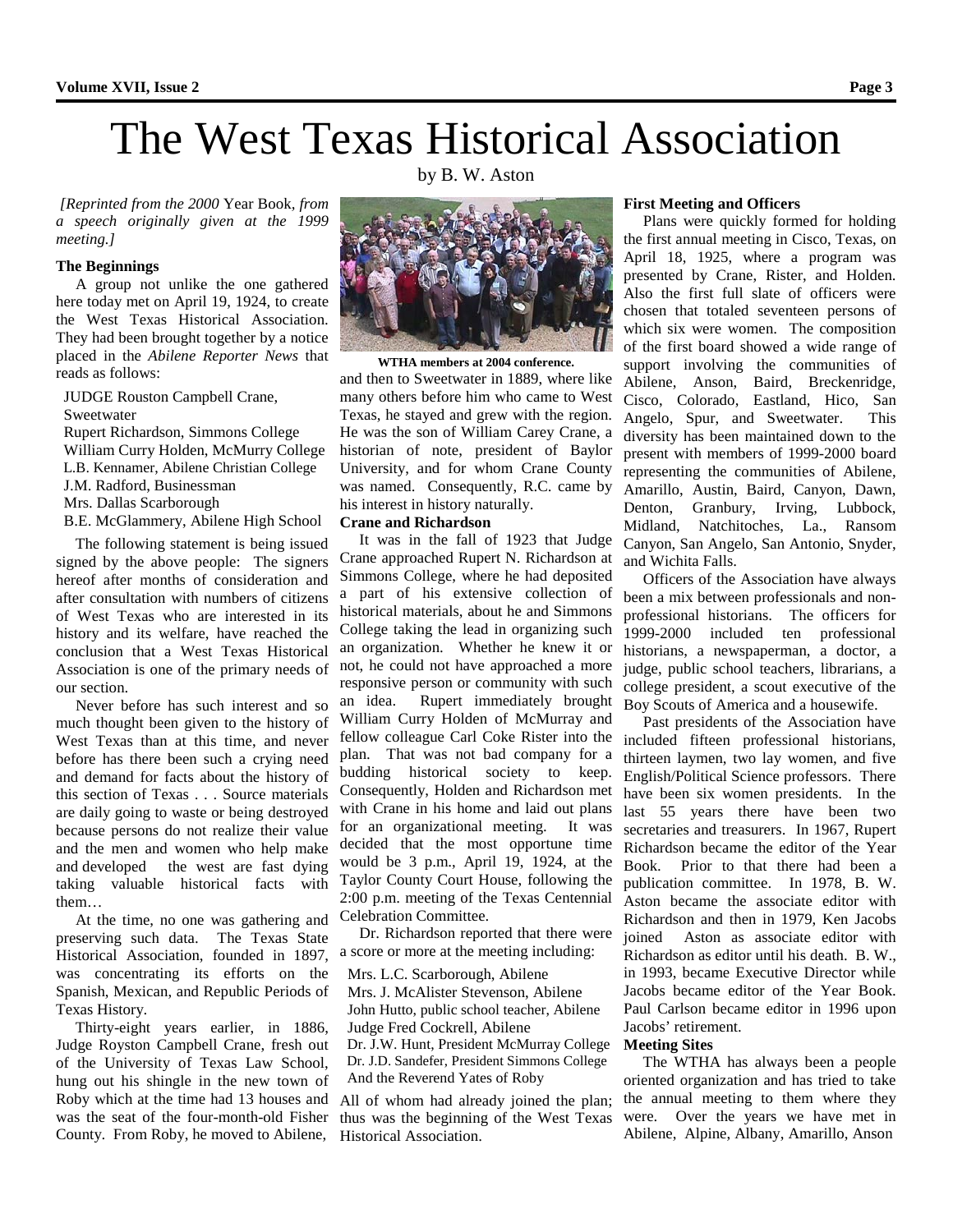# The West Texas Historical Association

by B. W. Aston

*[Reprinted from the 2000* Year Book*, from a speech originally given at the 1999 meeting.]*

**The Beginnings**

A group not unlike the one gathered here today met on April 19, 1924, to create the West Texas Historical Association. They had been brought together by a notice placed in the *Abilene Reporter News* that reads as follows:

JUDGE Rouston Campbell Crane, Sweetwater
Rupert Richardson, Simmons College
William Curry Holden, McMurry College
L.B. Kennamer, Abilene Christian College
J.M. Radford, Businessman
Mrs. Dallas Scarborough
B.E. McGlammery, Abilene High School

The following statement is being issued signed by the above people: The signers hereof after months of consideration and after consultation with numbers of citizens of West Texas who are interested in its history and its welfare, have reached the conclusion that a West Texas Historical Association is one of the primary needs of our section.

Never before has such interest and so much thought been given to the history of West Texas than at this time, and never before has there been such a crying need and demand for facts about the history of this section of Texas . . . Source materials are daily going to waste or being destroyed because persons do not realize their value and the men and women who help make and developed the west are fast dying taking valuable historical facts with them…

At the time, no one was gathering and preserving such data. The Texas State Historical Association, founded in 1897, was concentrating its efforts on the Spanish, Mexican, and Republic Periods of Texas History.

Thirty-eight years earlier, in 1886, Judge Royston Campbell Crane, fresh out of the University of Texas Law School, hung out his shingle in the new town of Roby which at the time had 13 houses and was the seat of the four-month-old Fisher County. From Roby, he moved to Abilene, and then to Sweetwater in 1889, where like many others before him who came to West Texas, he stayed and grew with the region. He was the son of William Carey Crane, a historian of note, president of Baylor University, and for whom Crane County was named. Consequently, R.C. came by his interest in history naturally.

**WTHA members at 2004 conference.**

**Crane and Richardson**

It was in the fall of 1923 that Judge Crane approached Rupert N. Richardson at Simmons College, where he had deposited a part of his extensive collection of historical materials, about he and Simmons College taking the lead in organizing such an organization. Whether he knew it or not, he could not have approached a more responsive person or community with such an idea. Rupert immediately brought William Curry Holden of McMurray and fellow colleague Carl Coke Rister into the plan. That was not bad company for a budding historical society to keep. Consequently, Holden and Richardson met with Crane in his home and laid out plans for an organizational meeting. It was decided that the most opportune time would be 3 p.m., April 19, 1924, at the Taylor County Court House, following the 2:00 p.m. meeting of the Texas Centennial Celebration Committee.

Dr. Richardson reported that there were a score or more at the meeting including:

Mrs. L.C. Scarborough, Abilene
Mrs. J. McAlister Stevenson, Abilene
John Hutto, public school teacher, Abilene
Judge Fred Cockrell, Abilene
Dr. J.W. Hunt, President McMurray College
Dr. J.D. Sandefer, President Simmons College
And the Reverend Yates of Roby

All of whom had already joined the plan; thus was the beginning of the West Texas Historical Association.

**First Meeting and Officers**

Plans were quickly formed for holding the first annual meeting in Cisco, Texas, on April 18, 1925, where a program was presented by Crane, Rister, and Holden. Also the first full slate of officers were chosen that totaled seventeen persons of which six were women. The composition of the first board showed a wide range of support involving the communities of Abilene, Anson, Baird, Breckenridge, Cisco, Colorado, Eastland, Hico, San Angelo, Spur, and Sweetwater. This diversity has been maintained down to the present with members of 1999-2000 board representing the communities of Abilene, Amarillo, Austin, Baird, Canyon, Dawn, Denton, Granbury, Irving, Lubbock, Midland, Natchitoches, La., Ransom Canyon, San Angelo, San Antonio, Snyder, and Wichita Falls.

Officers of the Association have always been a mix between professionals and non-professional historians. The officers for 1999-2000 included ten professional historians, a newspaperman, a doctor, a judge, public school teachers, librarians, a college president, a scout executive of the Boy Scouts of America and a housewife.

Past presidents of the Association have included fifteen professional historians, thirteen laymen, two lay women, and five English/Political Science professors. There have been six women presidents. In the last 55 years there have been two secretaries and treasurers. In 1967, Rupert Richardson became the editor of the Year Book. Prior to that there had been a publication committee. In 1978, B. W. Aston became the associate editor with Richardson and then in 1979, Ken Jacobs joined Aston as associate editor with Richardson as editor until his death. B. W., in 1993, became Executive Director while Jacobs became editor of the Year Book. Paul Carlson became editor in 1996 upon Jacobs' retirement.

**Meeting Sites**

The WTHA has always been a people oriented organization and has tried to take the annual meeting to them where they were. Over the years we have met in Abilene, Alpine, Albany, Amarillo, Anson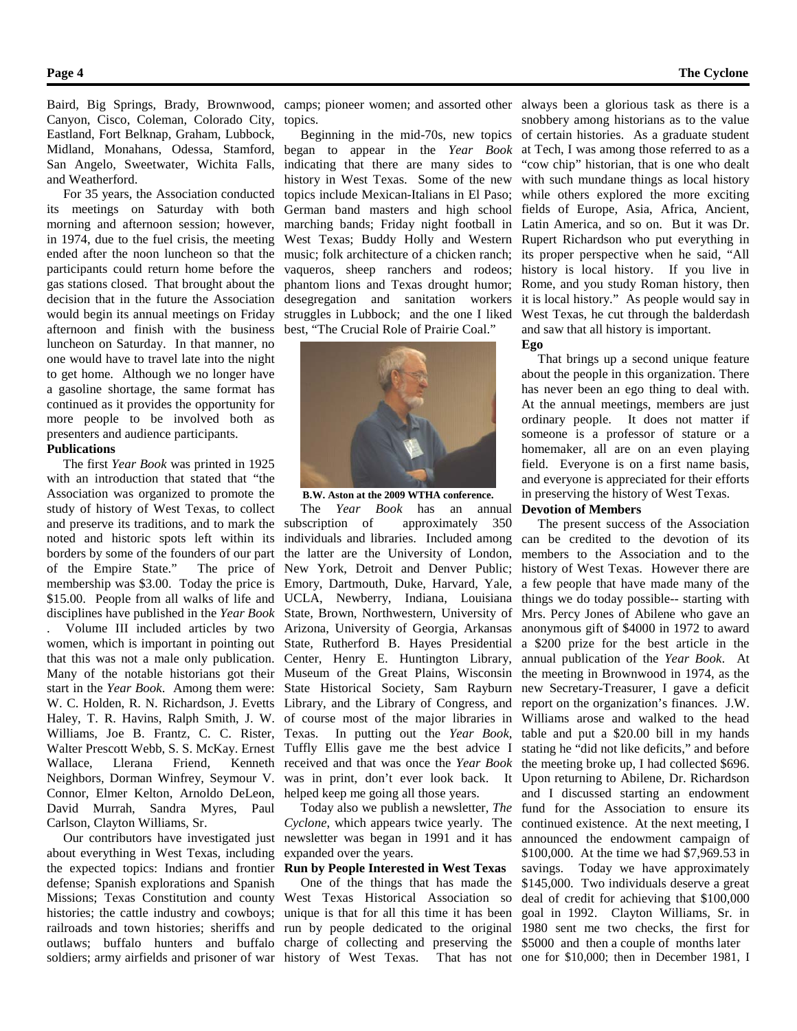Baird, Big Springs, Brady, Brownwood, Canyon, Cisco, Coleman, Colorado City, Eastland, Fort Belknap, Graham, Lubbock, Midland, Monahans, Odessa, Stamford, San Angelo, Sweetwater, Wichita Falls, and Weatherford.

For 35 years, the Association conducted its meetings on Saturday with both morning and afternoon session; however, in 1974, due to the fuel crisis, the meeting ended after the noon luncheon so that the participants could return home before the gas stations closed. That brought about the decision that in the future the Association would begin its annual meetings on Friday afternoon and finish with the business luncheon on Saturday. In that manner, no one would have to travel late into the night to get home. Although we no longer have a gasoline shortage, the same format has continued as it provides the opportunity for more people to be involved both as presenters and audience participants.

**Publications**

The first *Year Book* was printed in 1925 with an introduction that stated that "the Association was organized to promote the study of history of West Texas, to collect and preserve its traditions, and to mark the noted and historic spots left within its borders by some of the founders of our part of the Empire State." The price of membership was $3.00. Today the price is $15.00. People from all walks of life and disciplines have published in the *Year Book*. Volume III included articles by two women, which is important in pointing out that this was not a male only publication. Many of the notable historians got their start in the *Year Book*. Among them were: W. C. Holden, R. N. Richardson, J. Evetts Haley, T. R. Havins, Ralph Smith, J. W. Williams, Joe B. Frantz, C. C. Rister, Walter Prescott Webb, S. S. McKay. Ernest Wallace, Llerana Friend, Kenneth Neighbors, Dorman Winfrey, Seymour V. Connor, Elmer Kelton, Arnoldo DeLeon, David Murrah, Sandra Myres, Paul Carlson, Clayton Williams, Sr.

Our contributors have investigated just about everything in West Texas, including the expected topics: Indians and frontier defense; Spanish explorations and Spanish Missions; Texas Constitution and county histories; the cattle industry and cowboys; railroads and town histories; sheriffs and outlaws; buffalo hunters and buffalo soldiers; army airfields and prisoner of war camps; pioneer women; and assorted other topics.

Beginning in the mid-70s, new topics began to appear in the *Year Book* indicating that there are many sides to history in West Texas. Some of the new topics include Mexican-Italians in El Paso; German band masters and high school marching bands; Friday night football in West Texas; Buddy Holly and Western music; folk architecture of a chicken ranch; vaqueros, sheep ranchers and rodeos; phantom lions and Texas drought humor; desegregation and sanitation workers struggles in Lubbock; and the one I liked best, "The Crucial Role of Prairie Coal."

B.W. Aston at the 2009 WTHA conference.

The *Year Book* has an annual subscription of approximately 350 individuals and libraries. Included among the latter are the University of London, New York, Detroit and Denver Public; Emory, Dartmouth, Duke, Harvard, Yale, UCLA, Newberry, Indiana, Louisiana State, Brown, Northwestern, University of Arizona, University of Georgia, Arkansas State, Rutherford B. Hayes Presidential Center, Henry E. Huntington Library, Museum of the Great Plains, Wisconsin State Historical Society, Sam Rayburn Library, and the Library of Congress, and of course most of the major libraries in Texas. In putting out the *Year Book*, Tuffly Ellis gave me the best advice I received and that was once the *Year Book* was in print, don't ever look back. It helped keep me going all those years.

Today also we publish a newsletter, *The Cyclone*, which appears twice yearly. The newsletter was began in 1991 and it has expanded over the years.

**Run by People Interested in West Texas**

One of the things that has made the West Texas Historical Association so unique is that for all this time it has been run by people dedicated to the original charge of collecting and preserving the history of West Texas. That has not always been a glorious task as there is a snobbery among historians as to the value of certain histories. As a graduate student at Tech, I was among those referred to as a "cow chip" historian, that is one who dealt with such mundane things as local history while others explored the more exciting fields of Europe, Asia, Africa, Ancient, Latin America, and so on. But it was Dr. Rupert Richardson who put everything in its proper perspective when he said, "All history is local history. If you live in Rome, and you study Roman history, then it is local history." As people would say in West Texas, he cut through the balderdash and saw that all history is important.

**Ego**

That brings up a second unique feature about the people in this organization. There has never been an ego thing to deal with. At the annual meetings, members are just ordinary people. It does not matter if someone is a professor of stature or a homemaker, all are on an even playing field. Everyone is on a first name basis, and everyone is appreciated for their efforts in preserving the history of West Texas.

**Devotion of Members**

The present success of the Association can be credited to the devotion of its members to the Association and to the history of West Texas. However there are a few people that have made many of the things we do today possible-- starting with Mrs. Percy Jones of Abilene who gave an anonymous gift of $4000 in 1972 to award a $200 prize for the best article in the annual publication of the *Year Book*. At the meeting in Brownwood in 1974, as the new Secretary-Treasurer, I gave a deficit report on the organization's finances. J.W. Williams arose and walked to the head table and put a $20.00 bill in my hands stating he "did not like deficits," and before the meeting broke up, I had collected $696. Upon returning to Abilene, Dr. Richardson and I discussed starting an endowment fund for the Association to ensure its continued existence. At the next meeting, I announced the endowment campaign of $100,000. At the time we had $7,969.53 in savings. Today we have approximately $145,000. Two individuals deserve a great deal of credit for achieving that $100,000 goal in 1992. Clayton Williams, Sr. in 1980 sent me two checks, the first for $5000 and then a couple of months later one for $10,000; then in December 1981, I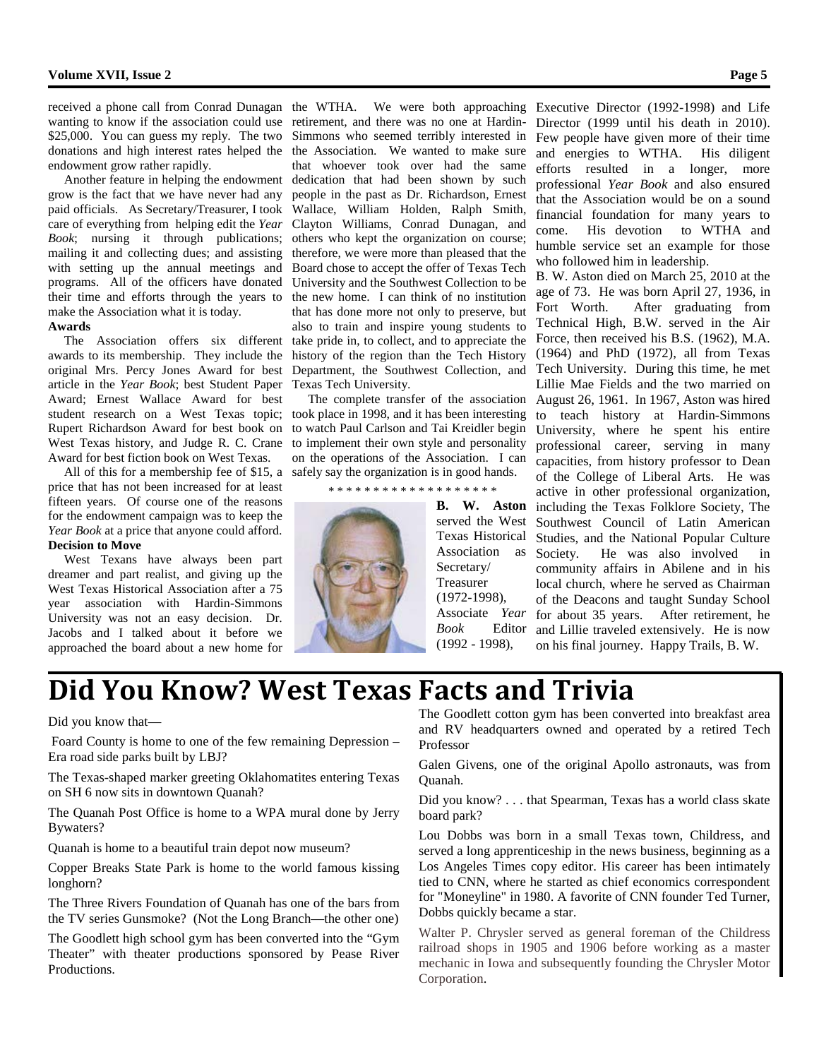received a phone call from Conrad Dunagan wanting to know if the association could use $25,000. You can guess my reply. The two donations and high interest rates helped the endowment grow rather rapidly.

Another feature in helping the endowment grow is the fact that we have never had any paid officials. As Secretary/Treasurer, I took care of everything from helping edit the *Year Book*; nursing it through publications; mailing it and collecting dues; and assisting with setting up the annual meetings and programs. All of the officers have donated their time and efforts through the years to make the Association what it is today.

**Awards**

The Association offers six different awards to its membership. They include the original Mrs. Percy Jones Award for best article in the *Year Book*; best Student Paper Award; Ernest Wallace Award for best student research on a West Texas topic; Rupert Richardson Award for best book on West Texas history, and Judge R. C. Crane Award for best fiction book on West Texas.

All of this for a membership fee of $15, a price that has not been increased for at least fifteen years. Of course one of the reasons for the endowment campaign was to keep the *Year Book* at a price that anyone could afford.

**Decision to Move**

West Texans have always been part dreamer and part realist, and giving up the West Texas Historical Association after a 75 year association with Hardin-Simmons University was not an easy decision. Dr. Jacobs and I talked about it before we approached the board about a new home for the WTHA. We were both approaching retirement, and there was no one at Hardin-Simmons who seemed terribly interested in the Association. We wanted to make sure that whoever took over had the same dedication that had been shown by such people in the past as Dr. Richardson, Ernest Wallace, William Holden, Ralph Smith, Clayton Williams, Conrad Dunagan, and others who kept the organization on course; therefore, we were more than pleased that the Board chose to accept the offer of Texas Tech University and the Southwest Collection to be the new home. I can think of no institution that has done more not only to preserve, but also to train and inspire young students to take pride in, to collect, and to appreciate the history of the region than the Tech History Department, the Southwest Collection, and Texas Tech University.

The complete transfer of the association took place in 1998, and it has been interesting to watch Paul Carlson and Tai Kreidler begin to implement their own style and personality on the operations of the Association. I can safely say the organization is in good hands.

\* \* \* \* \* \* \* \* \* \* \* \* \* \* \* \* \* \* \*

**B. W. Aston** served the West Texas Historical Association as Secretary/ Treasurer (1972-1998), Associate *Year Book* Editor (1992 - 1998), Executive Director (1992-1998) and Life Director (1999 until his death in 2010). Few people have given more of their time and energies to WTHA. His diligent efforts resulted in a longer, more professional *Year Book* and also ensured that the Association would be on a sound financial foundation for many years to come. His devotion to WTHA and humble service set an example for those who followed him in leadership.

B. W. Aston died on March 25, 2010 at the age of 73. He was born April 27, 1936, in Fort Worth. After graduating from Technical High, B.W. served in the Air Force, then received his B.S. (1962), M.A. (1964) and PhD (1972), all from Texas Tech University. During this time, he met Lillie Mae Fields and the two married on August 26, 1961. In 1967, Aston was hired to teach history at Hardin-Simmons University, where he spent his entire professional career, serving in many capacities, from history professor to Dean of the College of Liberal Arts. He was active in other professional organization, including the Texas Folklore Society, The Southwest Council of Latin American Studies, and the National Popular Culture Society. He was also involved in community affairs in Abilene and in his local church, where he served as Chairman of the Deacons and taught Sunday School for about 35 years. After retirement, he and Lillie traveled extensively. He is now on his final journey. Happy Trails, B. W.

# Did You Know? West Texas Facts and Trivia

Did you know that—

Foard County is home to one of the few remaining Depression – Era road side parks built by LBJ?

The Texas-shaped marker greeting Oklahomatites entering Texas on SH 6 now sits in downtown Quanah?

The Quanah Post Office is home to a WPA mural done by Jerry Bywaters?

Quanah is home to a beautiful train depot now museum?

Copper Breaks State Park is home to the world famous kissing longhorn?

The Three Rivers Foundation of Quanah has one of the bars from the TV series Gunsmoke? (Not the Long Branch—the other one)

The Goodlett high school gym has been converted into the "Gym Theater" with theater productions sponsored by Pease River Productions.

The Goodlett cotton gym has been converted into breakfast area and RV headquarters owned and operated by a retired Tech Professor

Galen Givens, one of the original Apollo astronauts, was from Quanah.

Did you know? . . . that Spearman, Texas has a world class skate board park?

Lou Dobbs was born in a small Texas town, Childress, and served a long apprenticeship in the news business, beginning as a Los Angeles Times copy editor. His career has been intimately tied to CNN, where he started as chief economics correspondent for "Moneyline" in 1980. A favorite of CNN founder Ted Turner, Dobbs quickly became a star.

Walter P. Chrysler served as general foreman of the Childress railroad shops in 1905 and 1906 before working as a master mechanic in Iowa and subsequently founding the Chrysler Motor Corporation.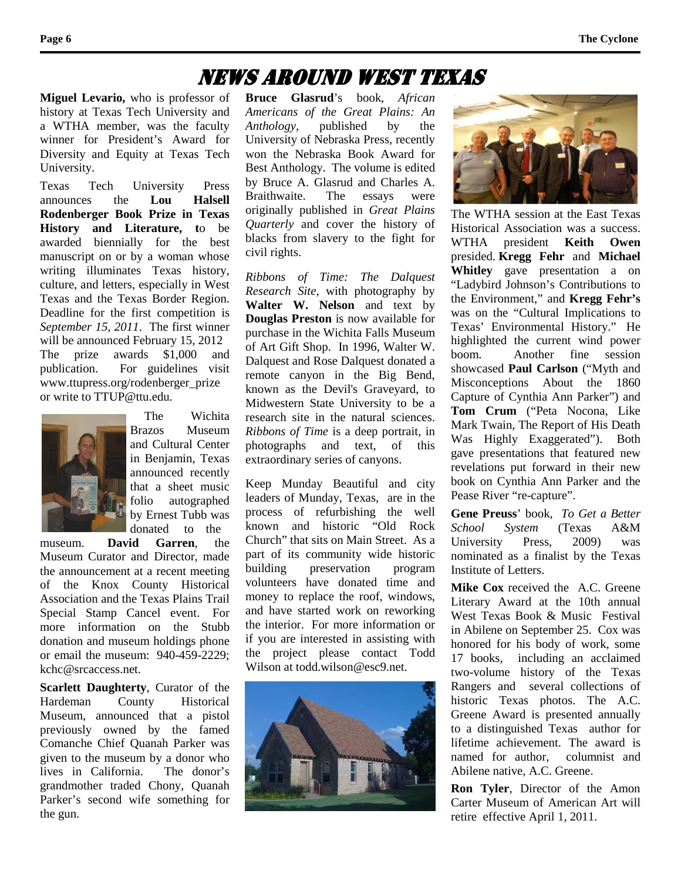# NEWS AROUND WEST TEXAS

**Miguel Levario,** who is professor of history at Texas Tech University and a WTHA member, was the faculty winner for President's Award for Diversity and Equity at Texas Tech University.

Texas Tech University Press announces the **Lou Halsell Rodenberger Book Prize in Texas History and Literature, t**o be awarded biennially for the best manuscript on or by a woman whose writing illuminates Texas history, culture, and letters, especially in West Texas and the Texas Border Region. Deadline for the first competition is *September 15, 2011*. The first winner will be announced February 15, 2012 The prize awards $1,000 and publication. For guidelines visit www.ttupress.org/rodenberger_prize or write to TTUP@ttu.edu.

The Wichita Brazos Museum and Cultural Center in Benjamin, Texas announced recently that a sheet music folio autographed by Ernest Tubb was donated to the museum. **David Garren**, the Museum Curator and Director, made the announcement at a recent meeting of the Knox County Historical Association and the Texas Plains Trail Special Stamp Cancel event. For more information on the Stubb donation and museum holdings phone or email the museum: 940-459-2229; kchc@srcaccess.net.

**Scarlett Daughterty**, Curator of the Hardeman County Historical Museum, announced that a pistol previously owned by the famed Comanche Chief Quanah Parker was given to the museum by a donor who lives in California. The donor's grandmother traded Chony, Quanah Parker's second wife something for the gun.

**Bruce Glasrud**'s book, *African Americans of the Great Plains: An Anthology*, published by the University of Nebraska Press, recently won the Nebraska Book Award for Best Anthology. The volume is edited by Bruce A. Glasrud and Charles A. Braithwaite. The essays were originally published in *Great Plains Quarterly* and cover the history of blacks from slavery to the fight for civil rights.

*Ribbons of Time: The Dalquest Research Site*, with photography by **Walter W. Nelson** and text by **Douglas Preston** is now available for purchase in the Wichita Falls Museum of Art Gift Shop. In 1996, Walter W. Dalquest and Rose Dalquest donated a remote canyon in the Big Bend, known as the Devil's Graveyard, to Midwestern State University to be a research site in the natural sciences. *Ribbons of Time* is a deep portrait, in photographs and text, of this extraordinary series of canyons.

Keep Munday Beautiful and city leaders of Munday, Texas, are in the process of refurbishing the well known and historic "Old Rock Church" that sits on Main Street. As a part of its community wide historic building preservation program volunteers have donated time and money to replace the roof, windows, and have started work on reworking the interior. For more information or if you are interested in assisting with the project please contact Todd Wilson at todd.wilson@esc9.net.

The WTHA session at the East Texas Historical Association was a success. WTHA president **Keith Owen** presided. **Kregg Fehr** and **Michael Whitley** gave presentation a on "Ladybird Johnson's Contributions to the Environment," and **Kregg Fehr's** was on the "Cultural Implications to Texas' Environmental History." He highlighted the current wind power boom. Another fine session showcased **Paul Carlson** ("Myth and Misconceptions About the 1860 Capture of Cynthia Ann Parker") and **Tom Crum** ("Peta Nocona, Like Mark Twain, The Report of His Death Was Highly Exaggerated"). Both gave presentations that featured new revelations put forward in their new book on Cynthia Ann Parker and the Pease River "re-capture".

**Gene Preuss**' book, *To Get a Better School System* (Texas A&M University Press, 2009) was nominated as a finalist by the Texas Institute of Letters.

**Mike Cox** received the A.C. Greene Literary Award at the 10th annual West Texas Book & Music Festival in Abilene on September 25. Cox was honored for his body of work, some 17 books, including an acclaimed two-volume history of the Texas Rangers and several collections of historic Texas photos. The A.C. Greene Award is presented annually to a distinguished Texas author for lifetime achievement. The award is named for author, columnist and Abilene native, A.C. Greene.

**Ron Tyler**, Director of the Amon Carter Museum of American Art will retire effective April 1, 2011.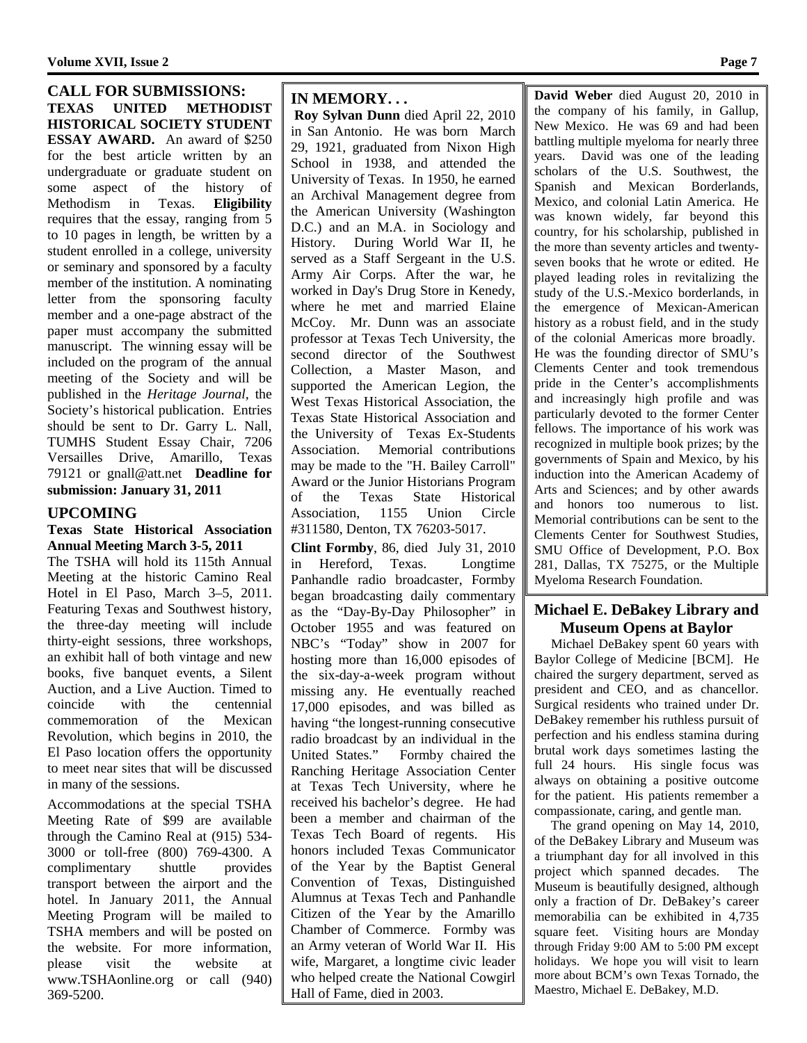## CALL FOR SUBMISSIONS:

**TEXAS UNITED METHODIST HISTORICAL SOCIETY STUDENT ESSAY AWARD.** An award of $250 for the best article written by an undergraduate or graduate student on some aspect of the history of Methodism in Texas. **Eligibility** requires that the essay, ranging from 5 to 10 pages in length, be written by a student enrolled in a college, university or seminary and sponsored by a faculty member of the institution. A nominating letter from the sponsoring faculty member and a one-page abstract of the paper must accompany the submitted manuscript. The winning essay will be included on the program of the annual meeting of the Society and will be published in the *Heritage Journal*, the Society's historical publication. Entries should be sent to Dr. Garry L. Nall, TUMHS Student Essay Chair, 7206 Versailles Drive, Amarillo, Texas 79121 or gnall@att.net **Deadline for submission: January 31, 2011**

## UPCOMING

### Texas State Historical Association Annual Meeting March 3-5, 2011

The TSHA will hold its 115th Annual Meeting at the historic Camino Real Hotel in El Paso, March 3–5, 2011. Featuring Texas and Southwest history, the three-day meeting will include thirty-eight sessions, three workshops, an exhibit hall of both vintage and new books, five banquet events, a Silent Auction, and a Live Auction. Timed to coincide with the centennial commemoration of the Mexican Revolution, which begins in 2010, the El Paso location offers the opportunity to meet near sites that will be discussed in many of the sessions.

Accommodations at the special TSHA Meeting Rate of $99 are available through the Camino Real at (915) 534-3000 or toll-free (800) 769-4300. A complimentary shuttle provides transport between the airport and the hotel. In January 2011, the Annual Meeting Program will be mailed to TSHA members and will be posted on the website. For more information, please visit the website at www.TSHAonline.org or call (940) 369-5200.

## IN MEMORY. . .

**Roy Sylvan Dunn** died April 22, 2010 in San Antonio. He was born March 29, 1921, graduated from Nixon High School in 1938, and attended the University of Texas. In 1950, he earned an Archival Management degree from the American University (Washington D.C.) and an M.A. in Sociology and History. During World War II, he served as a Staff Sergeant in the U.S. Army Air Corps. After the war, he worked in Day's Drug Store in Kenedy, where he met and married Elaine McCoy. Mr. Dunn was an associate professor at Texas Tech University, the second director of the Southwest Collection, a Master Mason, and supported the American Legion, the West Texas Historical Association, the Texas State Historical Association and the University of Texas Ex-Students Association. Memorial contributions may be made to the "H. Bailey Carroll" Award or the Junior Historians Program of the Texas State Historical Association, 1155 Union Circle #311580, Denton, TX 76203-5017.

**Clint Formby**, 86, died July 31, 2010 in Hereford, Texas. Longtime Panhandle radio broadcaster, Formby began broadcasting daily commentary as the "Day-By-Day Philosopher" in October 1955 and was featured on NBC's "Today" show in 2007 for hosting more than 16,000 episodes of the six-day-a-week program without missing any. He eventually reached 17,000 episodes, and was billed as having "the longest-running consecutive radio broadcast by an individual in the United States." Formby chaired the Ranching Heritage Association Center at Texas Tech University, where he received his bachelor's degree. He had been a member and chairman of the Texas Tech Board of regents. His honors included Texas Communicator of the Year by the Baptist General Convention of Texas, Distinguished Alumnus at Texas Tech and Panhandle Citizen of the Year by the Amarillo Chamber of Commerce. Formby was an Army veteran of World War II. His wife, Margaret, a longtime civic leader who helped create the National Cowgirl Hall of Fame, died in 2003.

**David Weber** died August 20, 2010 in the company of his family, in Gallup, New Mexico. He was 69 and had been battling multiple myeloma for nearly three years. David was one of the leading scholars of the U.S. Southwest, the Spanish and Mexican Borderlands, Mexico, and colonial Latin America. He was known widely, far beyond this country, for his scholarship, published in the more than seventy articles and twenty-seven books that he wrote or edited. He played leading roles in revitalizing the study of the U.S.-Mexico borderlands, in the emergence of Mexican-American history as a robust field, and in the study of the colonial Americas more broadly. He was the founding director of SMU's Clements Center and took tremendous pride in the Center's accomplishments and increasingly high profile and was particularly devoted to the former Center fellows. The importance of his work was recognized in multiple book prizes; by the governments of Spain and Mexico, by his induction into the American Academy of Arts and Sciences; and by other awards and honors too numerous to list. Memorial contributions can be sent to the Clements Center for Southwest Studies, SMU Office of Development, P.O. Box 281, Dallas, TX 75275, or the Multiple Myeloma Research Foundation.

## Michael E. DeBakey Library and Museum Opens at Baylor

Michael DeBakey spent 60 years with Baylor College of Medicine [BCM]. He chaired the surgery department, served as president and CEO, and as chancellor. Surgical residents who trained under Dr. DeBakey remember his ruthless pursuit of perfection and his endless stamina during brutal work days sometimes lasting the full 24 hours. His single focus was always on obtaining a positive outcome for the patient. His patients remember a compassionate, caring, and gentle man.

The grand opening on May 14, 2010, of the DeBakey Library and Museum was a triumphant day for all involved in this project which spanned decades. The Museum is beautifully designed, although only a fraction of Dr. DeBakey's career memorabilia can be exhibited in 4,735 square feet. Visiting hours are Monday through Friday 9:00 AM to 5:00 PM except holidays. We hope you will visit to learn more about BCM's own Texas Tornado, the Maestro, Michael E. DeBakey, M.D.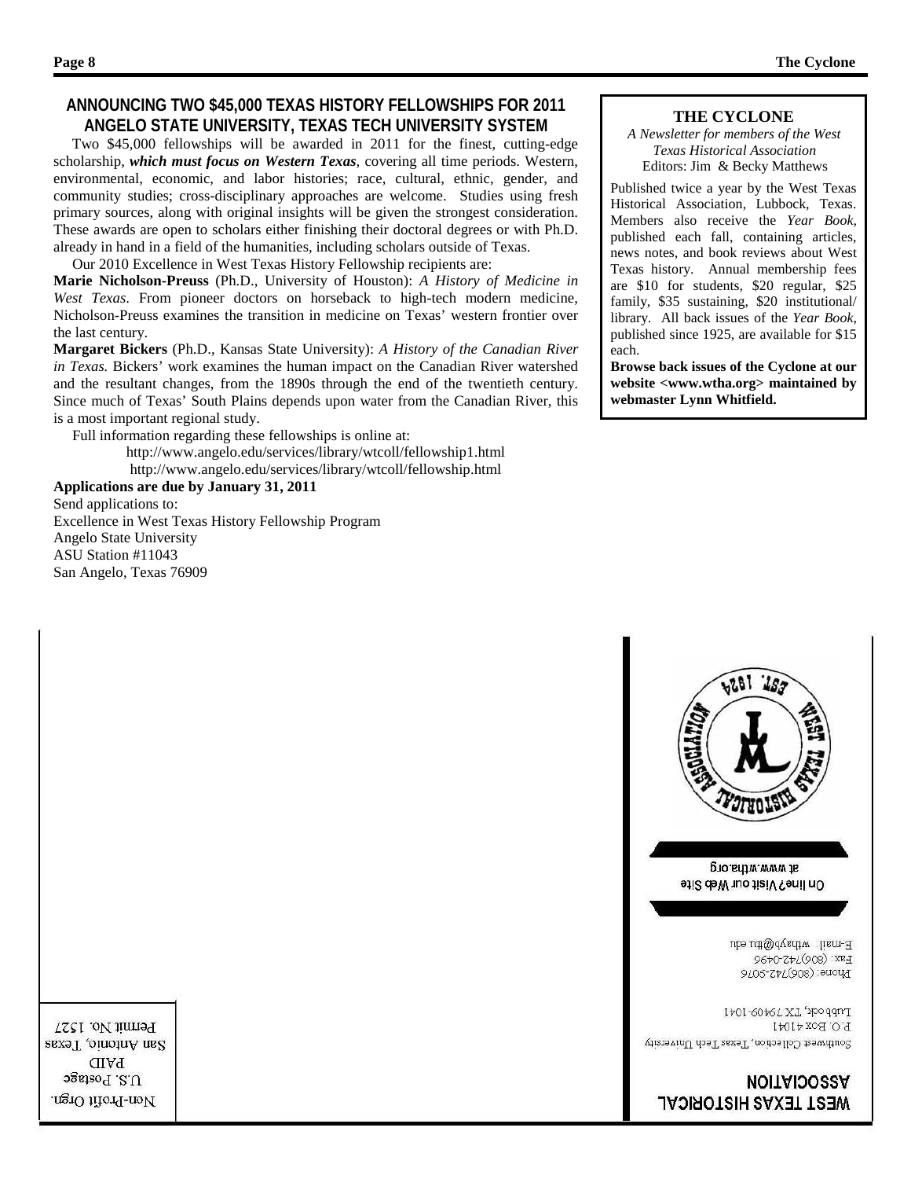## ANNOUNCING TWO $45,000 TEXAS HISTORY FELLOWSHIPS FOR 2011 ANGELO STATE UNIVERSITY, TEXAS TECH UNIVERSITY SYSTEM

Two $45,000 fellowships will be awarded in 2011 for the finest, cutting-edge scholarship, ***which must focus on Western Texas***, covering all time periods. Western, environmental, economic, and labor histories; race, cultural, ethnic, gender, and community studies; cross-disciplinary approaches are welcome. Studies using fresh primary sources, along with original insights will be given the strongest consideration. These awards are open to scholars either finishing their doctoral degrees or with Ph.D. already in hand in a field of the humanities, including scholars outside of Texas.

Our 2010 Excellence in West Texas History Fellowship recipients are:

**Marie Nicholson-Preuss** (Ph.D., University of Houston): *A History of Medicine in West Texas*. From pioneer doctors on horseback to high-tech modern medicine, Nicholson-Preuss examines the transition in medicine on Texas' western frontier over the last century.

**Margaret Bickers** (Ph.D., Kansas State University): *A History of the Canadian River in Texas.* Bickers' work examines the human impact on the Canadian River watershed and the resultant changes, from the 1890s through the end of the twentieth century. Since much of Texas' South Plains depends upon water from the Canadian River, this is a most important regional study.

Full information regarding these fellowships is online at:

http://www.angelo.edu/services/library/wtcoll/fellowship1.html
http://www.angelo.edu/services/library/wtcoll/fellowship.html

**Applications are due by January 31, 2011**

Send applications to:
Excellence in West Texas History Fellowship Program
Angelo State University
ASU Station #11043
San Angelo, Texas 76909

### THE CYCLONE

*A Newsletter for members of the West Texas Historical Association*
Editors: Jim & Becky Matthews

Published twice a year by the West Texas Historical Association, Lubbock, Texas. Members also receive the *Year Book*, published each fall, containing articles, news notes, and book reviews about West Texas history. Annual membership fees are $10 for students, $20 regular, $25 family, $35 sustaining, $20 institutional/ library. All back issues of the *Year Book*, published since 1925, are available for $15 each.

**Browse back issues of the Cyclone at our website <www.wtha.org> maintained by webmaster Lynn Whitfield.**

WEST TEXAS HISTORICAL ASSOCIATION
Southwest Collection, Texas Tech University
P.O. Box 41041
Lubbock, TX 79409-1041
Phone: (806)742-9076
Fax: (806)742-0496
E-mail: wthayb@ttu.edu

On line? Visit our Web Site
at www.wtha.org

West Texas Historical Association
Est. 1924

Non-Profit Orgn.
U.S. Postage
PAID
San Antonio, Texas
Permit No. 1527